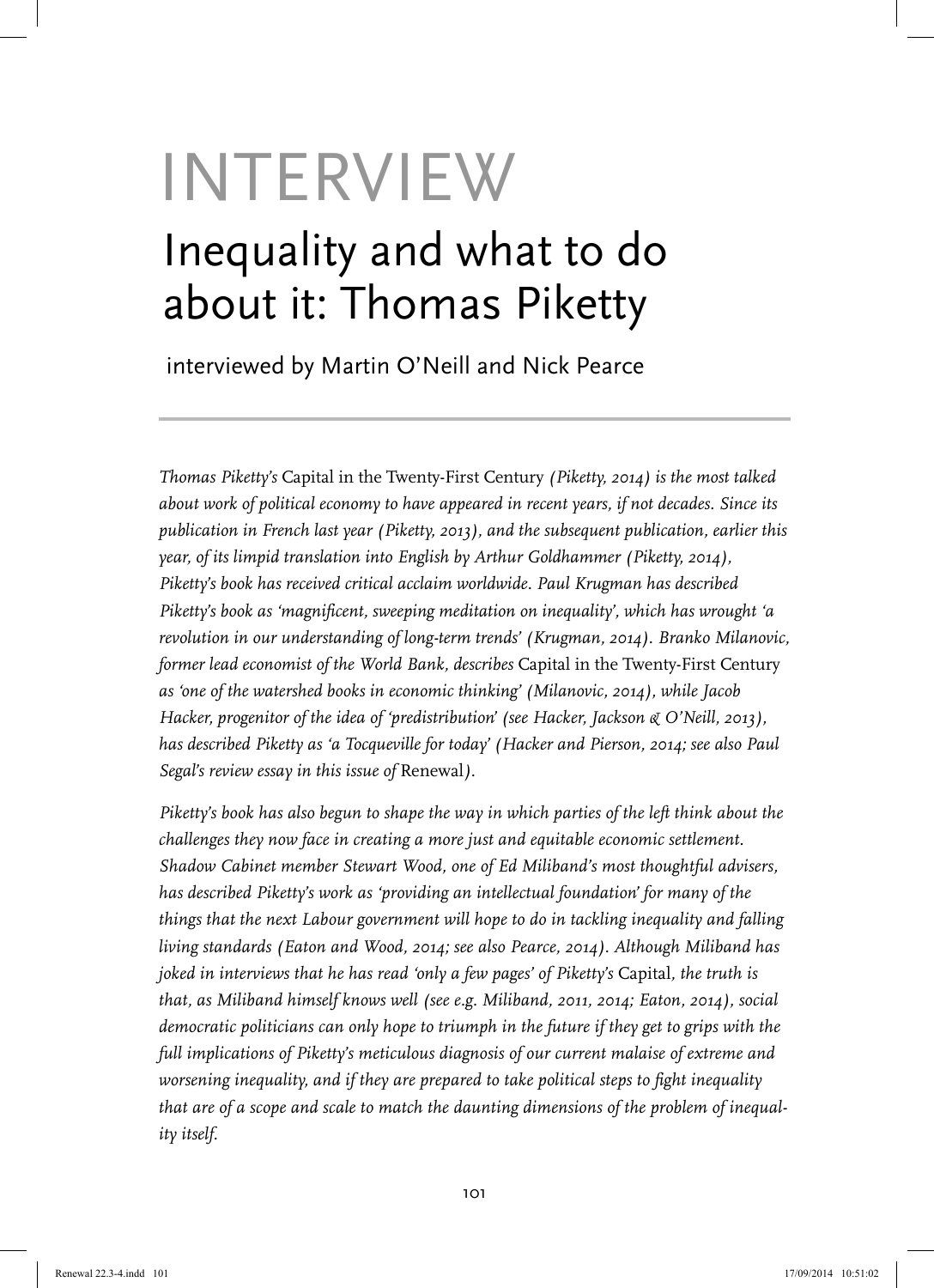# INTERVIEW

## Inequality and what to do about it: Thomas Piketty

interviewed by Martin O'Neill and Nick Pearce

---

*Thomas Piketty's* Capital in the Twenty-First Century *(Piketty, 2014) is the most talked about work of political economy to have appeared in recent years, if not decades. Since its publication in French last year (Piketty, 2013), and the subsequent publication, earlier this year, of its limpid translation into English by Arthur Goldhammer (Piketty, 2014), Piketty's book has received critical acclaim worldwide. Paul Krugman has described Piketty's book as 'magnificent, sweeping meditation on inequality', which has wrought 'a revolution in our understanding of long-term trends' (Krugman, 2014). Branko Milanovic, former lead economist of the World Bank, describes* Capital in the Twenty-First Century *as 'one of the watershed books in economic thinking' (Milanovic, 2014), while Jacob Hacker, progenitor of the idea of 'predistribution' (see Hacker, Jackson & O'Neill, 2013), has described Piketty as 'a Tocqueville for today' (Hacker and Pierson, 2014; see also Paul Segal's review essay in this issue of* Renewal*).*

*Piketty's book has also begun to shape the way in which parties of the left think about the challenges they now face in creating a more just and equitable economic settlement. Shadow Cabinet member Stewart Wood, one of Ed Miliband's most thoughtful advisers, has described Piketty's work as 'providing an intellectual foundation' for many of the things that the next Labour government will hope to do in tackling inequality and falling living standards (Eaton and Wood, 2014; see also Pearce, 2014). Although Miliband has joked in interviews that he has read 'only a few pages' of Piketty's* Capital, *the truth is that, as Miliband himself knows well (see e.g. Miliband, 2011, 2014; Eaton, 2014), social democratic politicians can only hope to triumph in the future if they get to grips with the full implications of Piketty's meticulous diagnosis of our current malaise of extreme and worsening inequality, and if they are prepared to take political steps to fight inequality that are of a scope and scale to match the daunting dimensions of the problem of inequality itself.*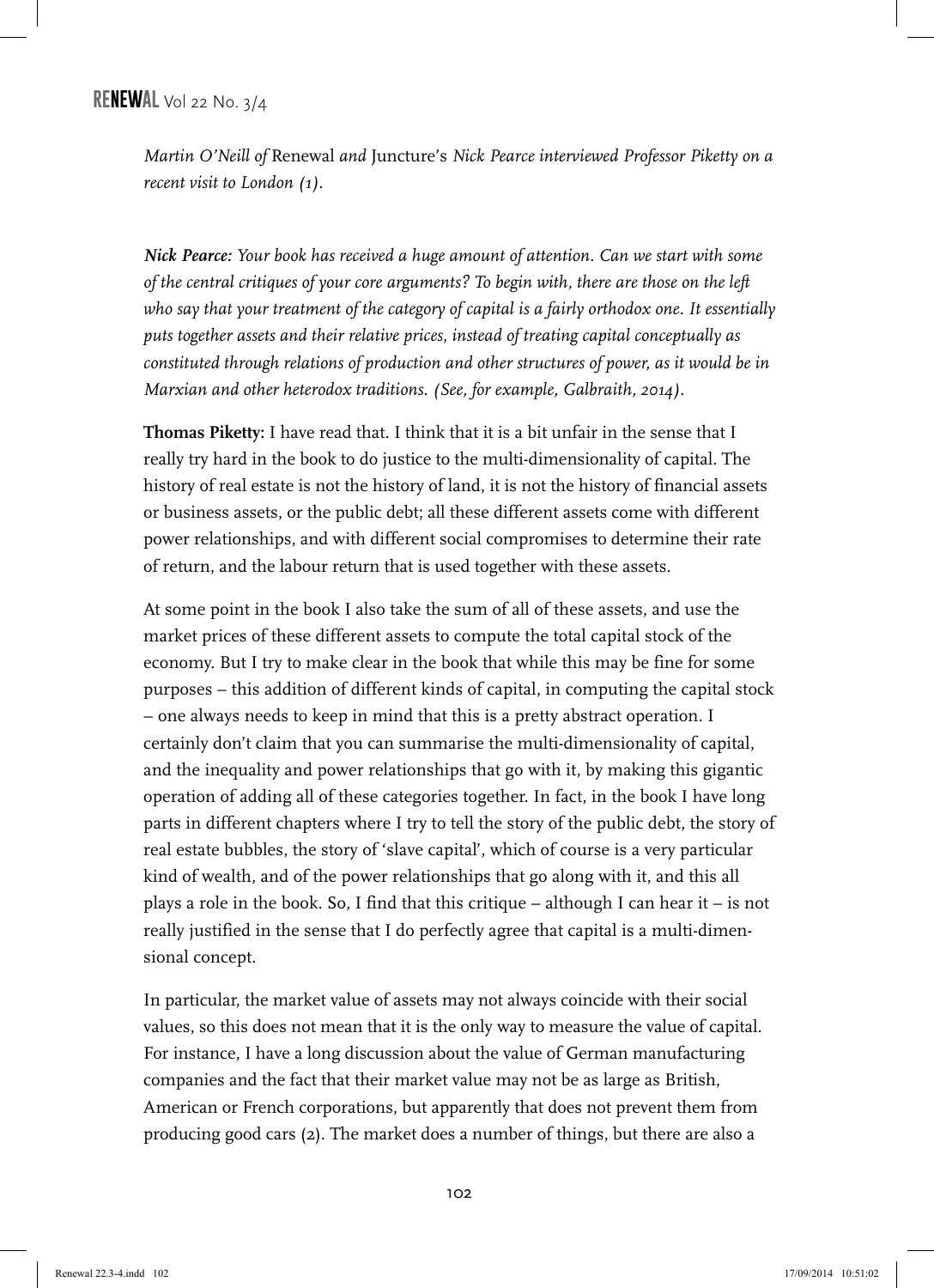*Martin O'Neill of* Renewal *and* Juncture's *Nick Pearce interviewed Professor Piketty on a recent visit to London (1).*

***Nick Pearce:** Your book has received a huge amount of attention. Can we start with some of the central critiques of your core arguments? To begin with, there are those on the left who say that your treatment of the category of capital is a fairly orthodox one. It essentially puts together assets and their relative prices, instead of treating capital conceptually as constituted through relations of production and other structures of power, as it would be in Marxian and other heterodox traditions. (See, for example, Galbraith, 2014).*

**Thomas Piketty:** I have read that. I think that it is a bit unfair in the sense that I really try hard in the book to do justice to the multi-dimensionality of capital. The history of real estate is not the history of land, it is not the history of financial assets or business assets, or the public debt; all these different assets come with different power relationships, and with different social compromises to determine their rate of return, and the labour return that is used together with these assets.

At some point in the book I also take the sum of all of these assets, and use the market prices of these different assets to compute the total capital stock of the economy. But I try to make clear in the book that while this may be fine for some purposes – this addition of different kinds of capital, in computing the capital stock – one always needs to keep in mind that this is a pretty abstract operation. I certainly don't claim that you can summarise the multi-dimensionality of capital, and the inequality and power relationships that go with it, by making this gigantic operation of adding all of these categories together. In fact, in the book I have long parts in different chapters where I try to tell the story of the public debt, the story of real estate bubbles, the story of 'slave capital', which of course is a very particular kind of wealth, and of the power relationships that go along with it, and this all plays a role in the book. So, I find that this critique – although I can hear it – is not really justified in the sense that I do perfectly agree that capital is a multi-dimensional concept.

In particular, the market value of assets may not always coincide with their social values, so this does not mean that it is the only way to measure the value of capital. For instance, I have a long discussion about the value of German manufacturing companies and the fact that their market value may not be as large as British, American or French corporations, but apparently that does not prevent them from producing good cars (2). The market does a number of things, but there are also a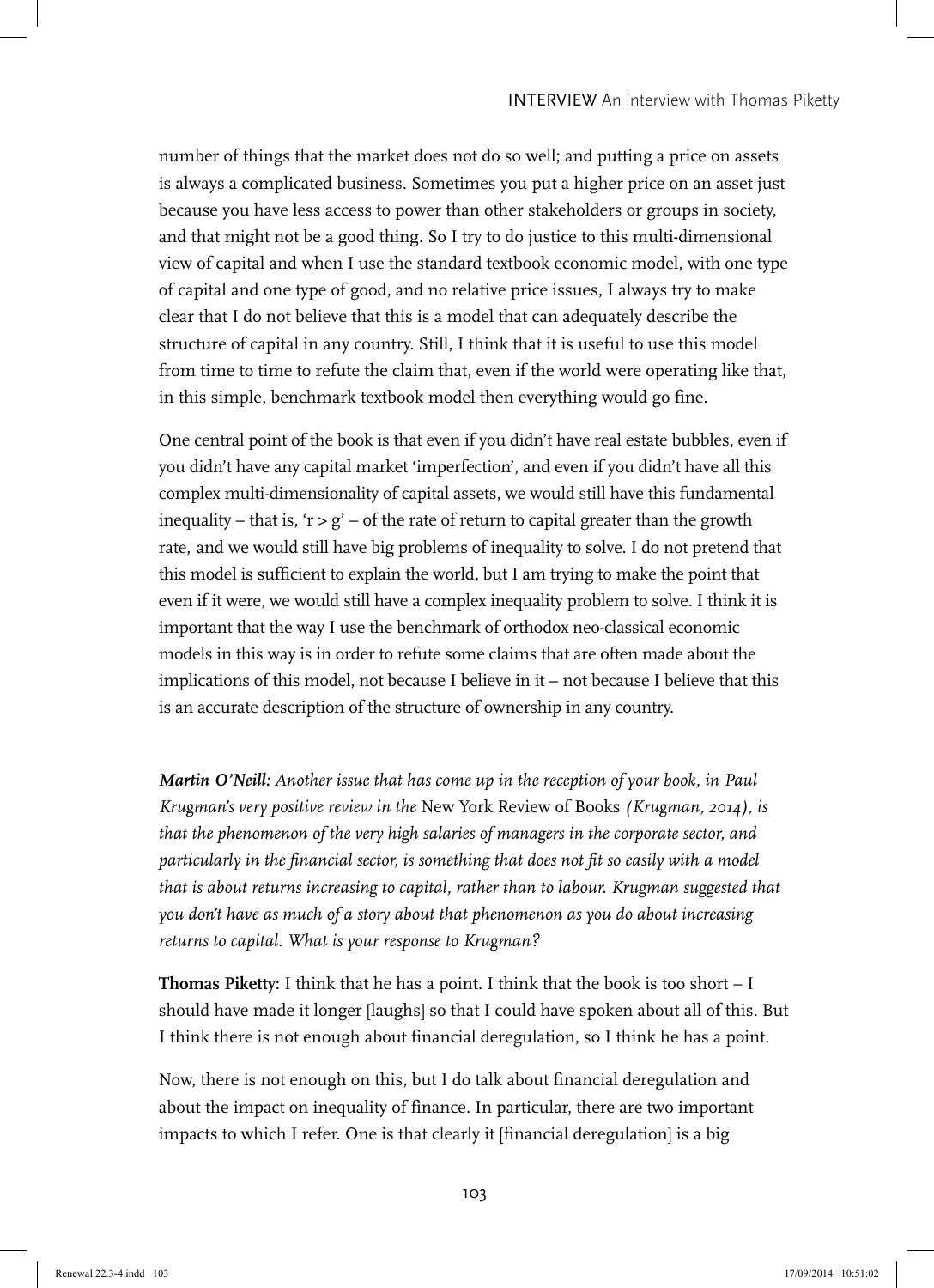number of things that the market does not do so well; and putting a price on assets is always a complicated business. Sometimes you put a higher price on an asset just because you have less access to power than other stakeholders or groups in society, and that might not be a good thing. So I try to do justice to this multi-dimensional view of capital and when I use the standard textbook economic model, with one type of capital and one type of good, and no relative price issues, I always try to make clear that I do not believe that this is a model that can adequately describe the structure of capital in any country. Still, I think that it is useful to use this model from time to time to refute the claim that, even if the world were operating like that, in this simple, benchmark textbook model then everything would go fine.

One central point of the book is that even if you didn't have real estate bubbles, even if you didn't have any capital market 'imperfection', and even if you didn't have all this complex multi-dimensionality of capital assets, we would still have this fundamental inequality – that is, '$r > g$' – of the rate of return to capital greater than the growth rate, and we would still have big problems of inequality to solve. I do not pretend that this model is sufficient to explain the world, but I am trying to make the point that even if it were, we would still have a complex inequality problem to solve. I think it is important that the way I use the benchmark of orthodox neo-classical economic models in this way is in order to refute some claims that are often made about the implications of this model, not because I believe in it – not because I believe that this is an accurate description of the structure of ownership in any country.

***Martin O'Neill:*** *Another issue that has come up in the reception of your book, in Paul Krugman's very positive review in the* New York Review of Books *(Krugman, 2014), is that the phenomenon of the very high salaries of managers in the corporate sector, and particularly in the financial sector, is something that does not fit so easily with a model that is about returns increasing to capital, rather than to labour. Krugman suggested that you don't have as much of a story about that phenomenon as you do about increasing returns to capital. What is your response to Krugman?*

**Thomas Piketty:** I think that he has a point. I think that the book is too short – I should have made it longer [laughs] so that I could have spoken about all of this. But I think there is not enough about financial deregulation, so I think he has a point.

Now, there is not enough on this, but I do talk about financial deregulation and about the impact on inequality of finance. In particular, there are two important impacts to which I refer. One is that clearly it [financial deregulation] is a big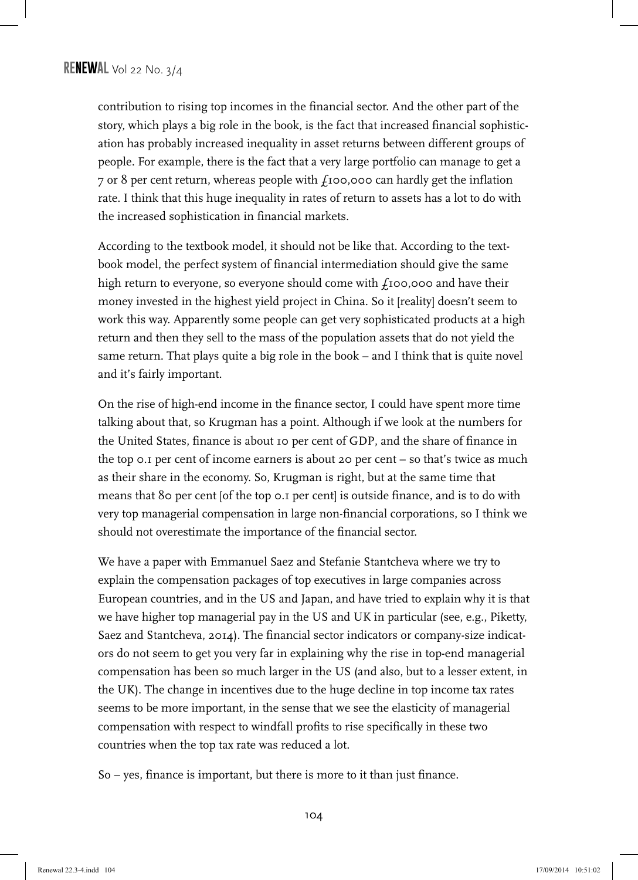contribution to rising top incomes in the financial sector. And the other part of the story, which plays a big role in the book, is the fact that increased financial sophistication has probably increased inequality in asset returns between different groups of people. For example, there is the fact that a very large portfolio can manage to get a 7 or 8 per cent return, whereas people with £100,000 can hardly get the inflation rate. I think that this huge inequality in rates of return to assets has a lot to do with the increased sophistication in financial markets.

According to the textbook model, it should not be like that. According to the textbook model, the perfect system of financial intermediation should give the same high return to everyone, so everyone should come with £100,000 and have their money invested in the highest yield project in China. So it [reality] doesn't seem to work this way. Apparently some people can get very sophisticated products at a high return and then they sell to the mass of the population assets that do not yield the same return. That plays quite a big role in the book – and I think that is quite novel and it's fairly important.

On the rise of high-end income in the finance sector, I could have spent more time talking about that, so Krugman has a point. Although if we look at the numbers for the United States, finance is about 10 per cent of GDP, and the share of finance in the top 0.1 per cent of income earners is about 20 per cent – so that's twice as much as their share in the economy. So, Krugman is right, but at the same time that means that 80 per cent [of the top 0.1 per cent] is outside finance, and is to do with very top managerial compensation in large non-financial corporations, so I think we should not overestimate the importance of the financial sector.

We have a paper with Emmanuel Saez and Stefanie Stantcheva where we try to explain the compensation packages of top executives in large companies across European countries, and in the US and Japan, and have tried to explain why it is that we have higher top managerial pay in the US and UK in particular (see, e.g., Piketty, Saez and Stantcheva, 2014). The financial sector indicators or company-size indicators do not seem to get you very far in explaining why the rise in top-end managerial compensation has been so much larger in the US (and also, but to a lesser extent, in the UK). The change in incentives due to the huge decline in top income tax rates seems to be more important, in the sense that we see the elasticity of managerial compensation with respect to windfall profits to rise specifically in these two countries when the top tax rate was reduced a lot.

So – yes, finance is important, but there is more to it than just finance.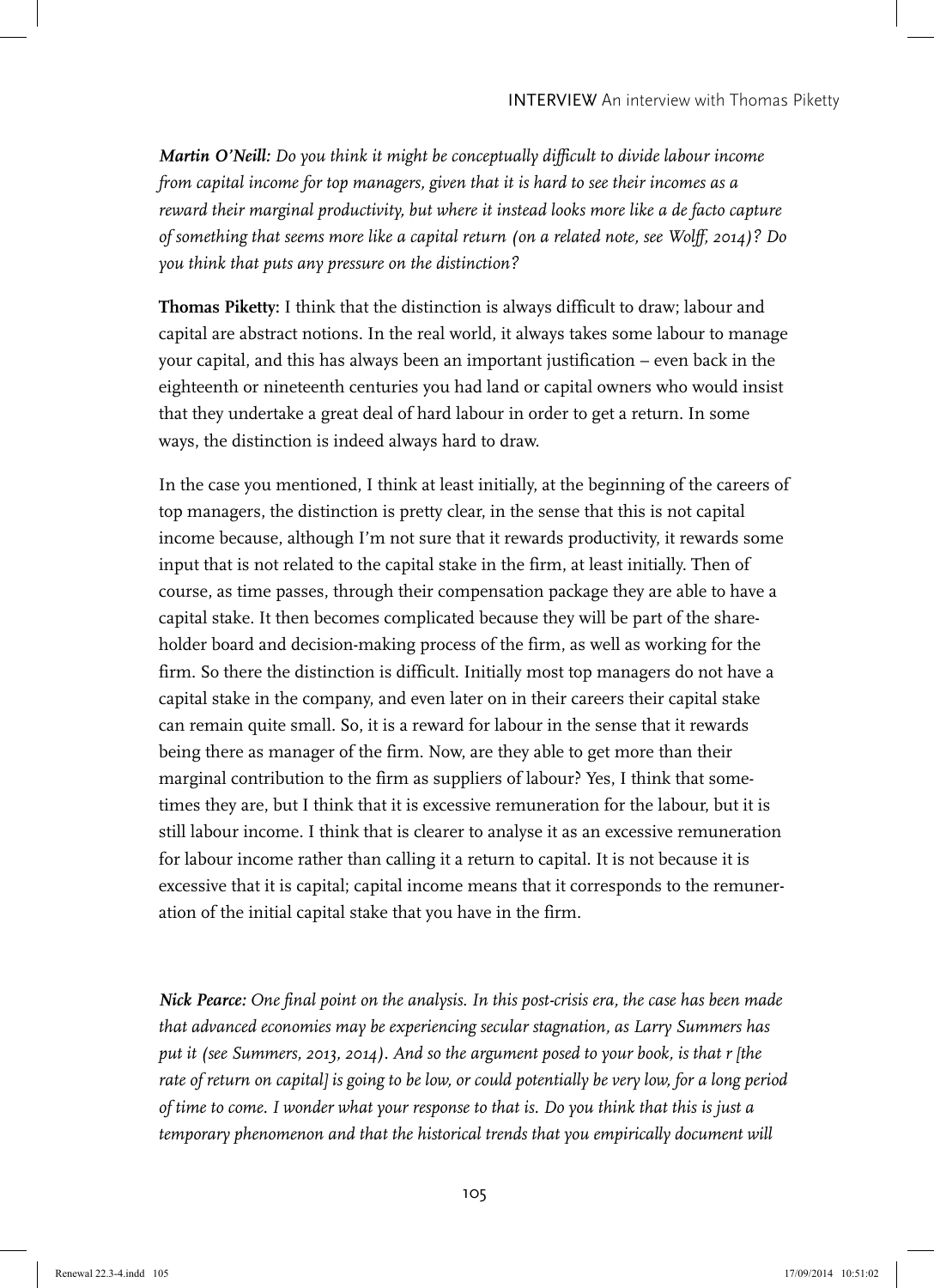***Martin O'Neill:*** *Do you think it might be conceptually difficult to divide labour income from capital income for top managers, given that it is hard to see their incomes as a reward their marginal productivity, but where it instead looks more like a de facto capture of something that seems more like a capital return (on a related note, see Wolff, 2014)? Do you think that puts any pressure on the distinction?*

**Thomas Piketty:** I think that the distinction is always difficult to draw; labour and capital are abstract notions. In the real world, it always takes some labour to manage your capital, and this has always been an important justification – even back in the eighteenth or nineteenth centuries you had land or capital owners who would insist that they undertake a great deal of hard labour in order to get a return. In some ways, the distinction is indeed always hard to draw.

In the case you mentioned, I think at least initially, at the beginning of the careers of top managers, the distinction is pretty clear, in the sense that this is not capital income because, although I'm not sure that it rewards productivity, it rewards some input that is not related to the capital stake in the firm, at least initially. Then of course, as time passes, through their compensation package they are able to have a capital stake. It then becomes complicated because they will be part of the shareholder board and decision-making process of the firm, as well as working for the firm. So there the distinction is difficult. Initially most top managers do not have a capital stake in the company, and even later on in their careers their capital stake can remain quite small. So, it is a reward for labour in the sense that it rewards being there as manager of the firm. Now, are they able to get more than their marginal contribution to the firm as suppliers of labour? Yes, I think that sometimes they are, but I think that it is excessive remuneration for the labour, but it is still labour income. I think that is clearer to analyse it as an excessive remuneration for labour income rather than calling it a return to capital. It is not because it is excessive that it is capital; capital income means that it corresponds to the remuneration of the initial capital stake that you have in the firm.

***Nick Pearce:*** *One final point on the analysis. In this post-crisis era, the case has been made that advanced economies may be experiencing secular stagnation, as Larry Summers has put it (see Summers, 2013, 2014). And so the argument posed to your book, is that r [the rate of return on capital] is going to be low, or could potentially be very low, for a long period of time to come. I wonder what your response to that is. Do you think that this is just a temporary phenomenon and that the historical trends that you empirically document will*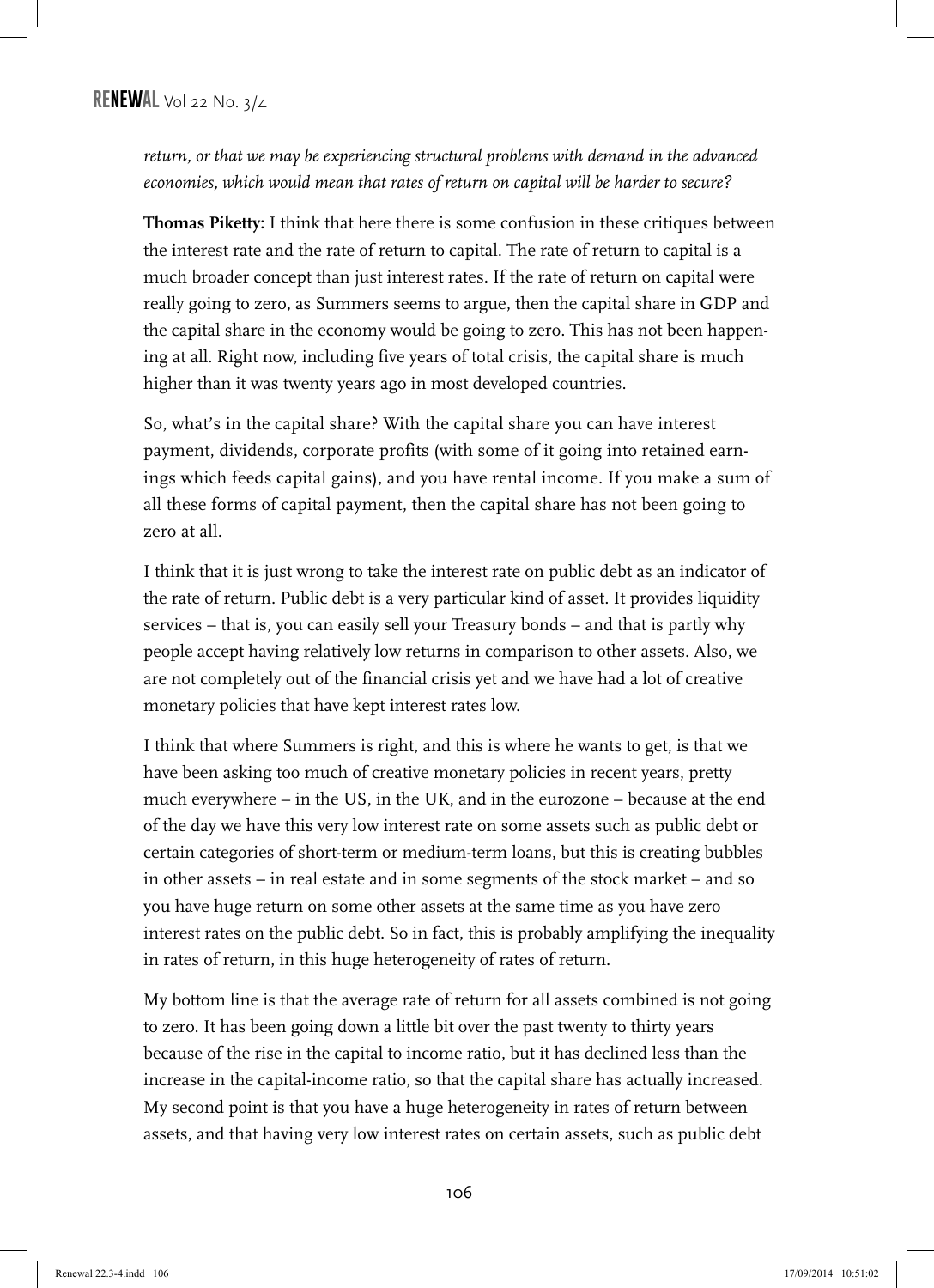*return, or that we may be experiencing structural problems with demand in the advanced economies, which would mean that rates of return on capital will be harder to secure?*

**Thomas Piketty:** I think that here there is some confusion in these critiques between the interest rate and the rate of return to capital. The rate of return to capital is a much broader concept than just interest rates. If the rate of return on capital were really going to zero, as Summers seems to argue, then the capital share in GDP and the capital share in the economy would be going to zero. This has not been happening at all. Right now, including five years of total crisis, the capital share is much higher than it was twenty years ago in most developed countries.

So, what's in the capital share? With the capital share you can have interest payment, dividends, corporate profits (with some of it going into retained earnings which feeds capital gains), and you have rental income. If you make a sum of all these forms of capital payment, then the capital share has not been going to zero at all.

I think that it is just wrong to take the interest rate on public debt as an indicator of the rate of return. Public debt is a very particular kind of asset. It provides liquidity services – that is, you can easily sell your Treasury bonds – and that is partly why people accept having relatively low returns in comparison to other assets. Also, we are not completely out of the financial crisis yet and we have had a lot of creative monetary policies that have kept interest rates low.

I think that where Summers is right, and this is where he wants to get, is that we have been asking too much of creative monetary policies in recent years, pretty much everywhere – in the US, in the UK, and in the eurozone – because at the end of the day we have this very low interest rate on some assets such as public debt or certain categories of short-term or medium-term loans, but this is creating bubbles in other assets – in real estate and in some segments of the stock market – and so you have huge return on some other assets at the same time as you have zero interest rates on the public debt. So in fact, this is probably amplifying the inequality in rates of return, in this huge heterogeneity of rates of return.

My bottom line is that the average rate of return for all assets combined is not going to zero. It has been going down a little bit over the past twenty to thirty years because of the rise in the capital to income ratio, but it has declined less than the increase in the capital-income ratio, so that the capital share has actually increased. My second point is that you have a huge heterogeneity in rates of return between assets, and that having very low interest rates on certain assets, such as public debt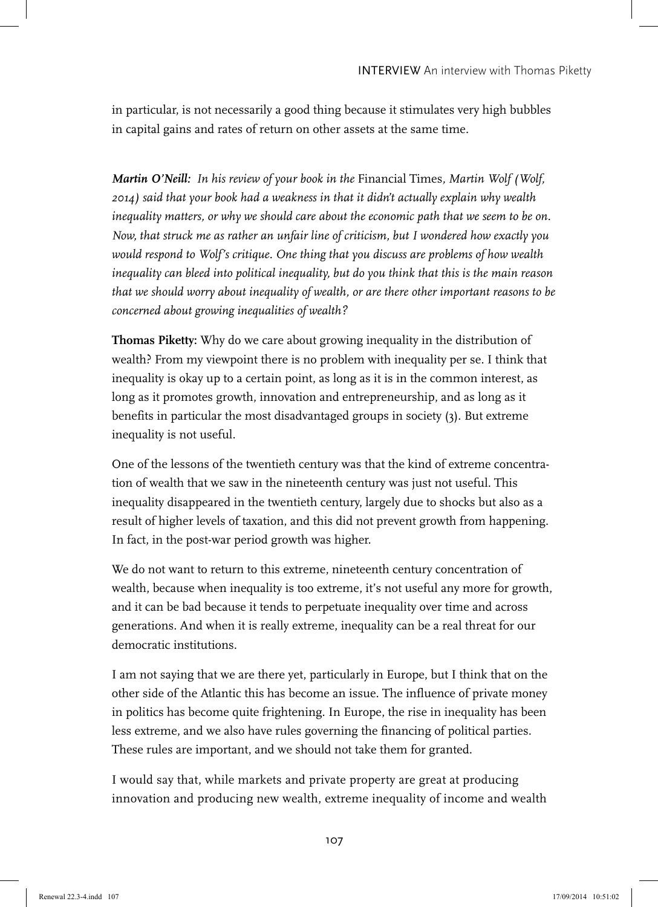in particular, is not necessarily a good thing because it stimulates very high bubbles in capital gains and rates of return on other assets at the same time.

***Martin O'Neill:*** *In his review of your book in the* Financial Times*, Martin Wolf (Wolf, 2014) said that your book had a weakness in that it didn't actually explain why wealth inequality matters, or why we should care about the economic path that we seem to be on. Now, that struck me as rather an unfair line of criticism, but I wondered how exactly you would respond to Wolf's critique. One thing that you discuss are problems of how wealth inequality can bleed into political inequality, but do you think that this is the main reason that we should worry about inequality of wealth, or are there other important reasons to be concerned about growing inequalities of wealth?*

**Thomas Piketty:** Why do we care about growing inequality in the distribution of wealth? From my viewpoint there is no problem with inequality per se. I think that inequality is okay up to a certain point, as long as it is in the common interest, as long as it promotes growth, innovation and entrepreneurship, and as long as it benefits in particular the most disadvantaged groups in society (3). But extreme inequality is not useful.

One of the lessons of the twentieth century was that the kind of extreme concentration of wealth that we saw in the nineteenth century was just not useful. This inequality disappeared in the twentieth century, largely due to shocks but also as a result of higher levels of taxation, and this did not prevent growth from happening. In fact, in the post-war period growth was higher.

We do not want to return to this extreme, nineteenth century concentration of wealth, because when inequality is too extreme, it's not useful any more for growth, and it can be bad because it tends to perpetuate inequality over time and across generations. And when it is really extreme, inequality can be a real threat for our democratic institutions.

I am not saying that we are there yet, particularly in Europe, but I think that on the other side of the Atlantic this has become an issue. The influence of private money in politics has become quite frightening. In Europe, the rise in inequality has been less extreme, and we also have rules governing the financing of political parties. These rules are important, and we should not take them for granted.

I would say that, while markets and private property are great at producing innovation and producing new wealth, extreme inequality of income and wealth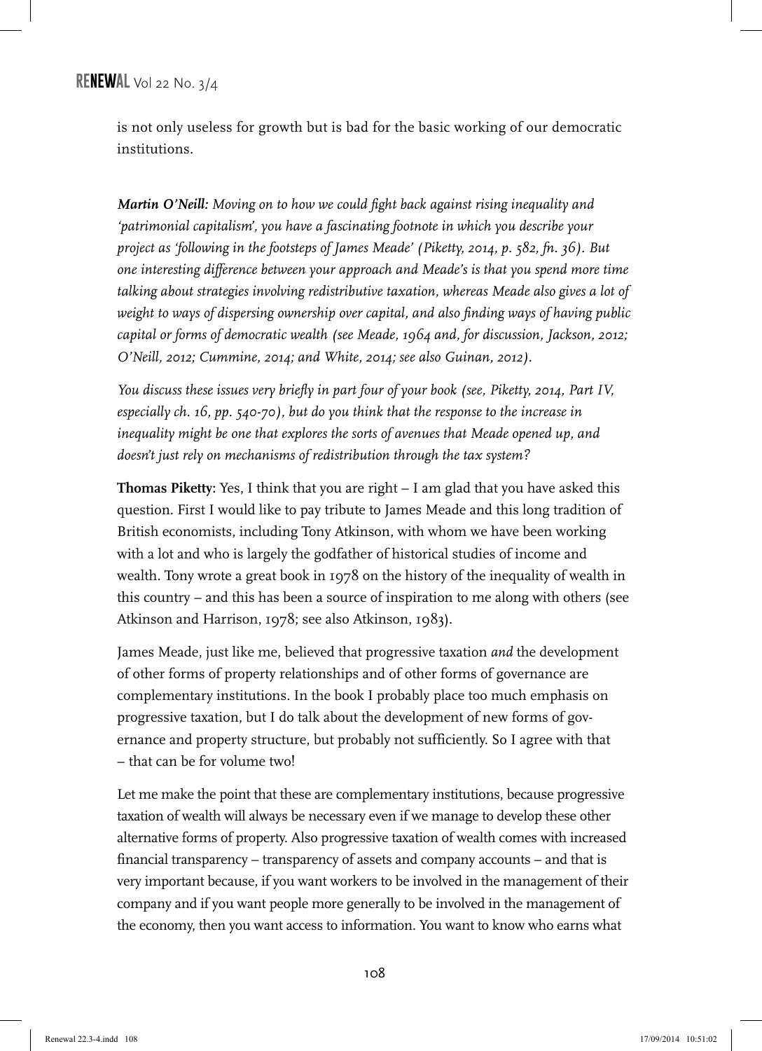is not only useless for growth but is bad for the basic working of our democratic institutions.

***Martin O'Neill:*** *Moving on to how we could fight back against rising inequality and 'patrimonial capitalism', you have a fascinating footnote in which you describe your project as 'following in the footsteps of James Meade' (Piketty, 2014, p. 582, fn. 36). But one interesting difference between your approach and Meade's is that you spend more time talking about strategies involving redistributive taxation, whereas Meade also gives a lot of weight to ways of dispersing ownership over capital, and also finding ways of having public capital or forms of democratic wealth (see Meade, 1964 and, for discussion, Jackson, 2012; O'Neill, 2012; Cummine, 2014; and White, 2014; see also Guinan, 2012).*

*You discuss these issues very briefly in part four of your book (see, Piketty, 2014, Part IV, especially ch. 16, pp. 540-70), but do you think that the response to the increase in inequality might be one that explores the sorts of avenues that Meade opened up, and doesn't just rely on mechanisms of redistribution through the tax system?*

**Thomas Piketty:** Yes, I think that you are right – I am glad that you have asked this question. First I would like to pay tribute to James Meade and this long tradition of British economists, including Tony Atkinson, with whom we have been working with a lot and who is largely the godfather of historical studies of income and wealth. Tony wrote a great book in 1978 on the history of the inequality of wealth in this country – and this has been a source of inspiration to me along with others (see Atkinson and Harrison, 1978; see also Atkinson, 1983).

James Meade, just like me, believed that progressive taxation *and* the development of other forms of property relationships and of other forms of governance are complementary institutions. In the book I probably place too much emphasis on progressive taxation, but I do talk about the development of new forms of governance and property structure, but probably not sufficiently. So I agree with that – that can be for volume two!

Let me make the point that these are complementary institutions, because progressive taxation of wealth will always be necessary even if we manage to develop these other alternative forms of property. Also progressive taxation of wealth comes with increased financial transparency – transparency of assets and company accounts – and that is very important because, if you want workers to be involved in the management of their company and if you want people more generally to be involved in the management of the economy, then you want access to information. You want to know who earns what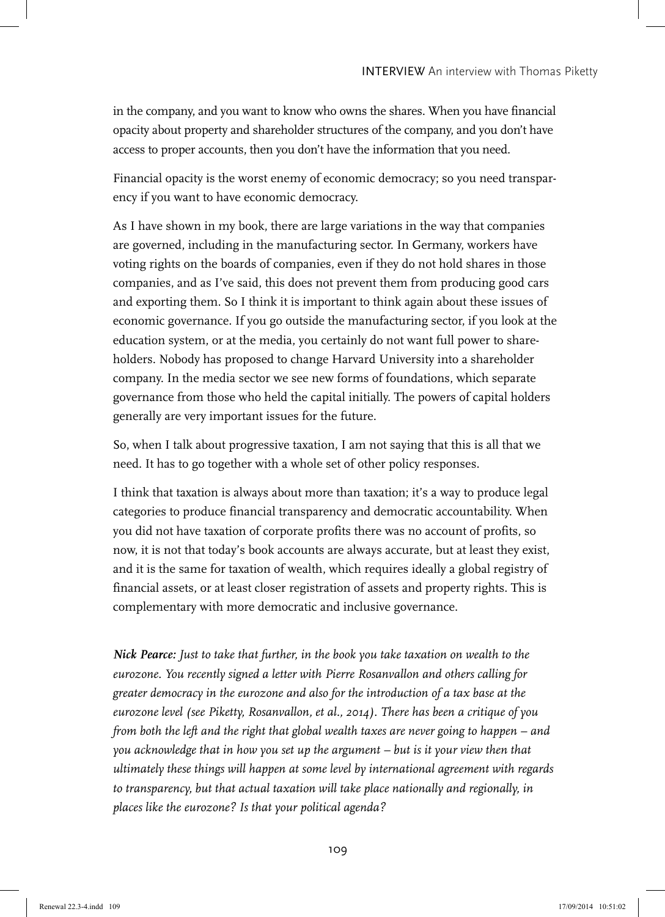in the company, and you want to know who owns the shares. When you have financial opacity about property and shareholder structures of the company, and you don't have access to proper accounts, then you don't have the information that you need.

Financial opacity is the worst enemy of economic democracy; so you need transparency if you want to have economic democracy.

As I have shown in my book, there are large variations in the way that companies are governed, including in the manufacturing sector. In Germany, workers have voting rights on the boards of companies, even if they do not hold shares in those companies, and as I've said, this does not prevent them from producing good cars and exporting them. So I think it is important to think again about these issues of economic governance. If you go outside the manufacturing sector, if you look at the education system, or at the media, you certainly do not want full power to shareholders. Nobody has proposed to change Harvard University into a shareholder company. In the media sector we see new forms of foundations, which separate governance from those who held the capital initially. The powers of capital holders generally are very important issues for the future.

So, when I talk about progressive taxation, I am not saying that this is all that we need. It has to go together with a whole set of other policy responses.

I think that taxation is always about more than taxation; it's a way to produce legal categories to produce financial transparency and democratic accountability. When you did not have taxation of corporate profits there was no account of profits, so now, it is not that today's book accounts are always accurate, but at least they exist, and it is the same for taxation of wealth, which requires ideally a global registry of financial assets, or at least closer registration of assets and property rights. This is complementary with more democratic and inclusive governance.

***Nick Pearce:*** *Just to take that further, in the book you take taxation on wealth to the eurozone. You recently signed a letter with Pierre Rosanvallon and others calling for greater democracy in the eurozone and also for the introduction of a tax base at the eurozone level (see Piketty, Rosanvallon, et al., 2014). There has been a critique of you from both the left and the right that global wealth taxes are never going to happen – and you acknowledge that in how you set up the argument – but is it your view then that ultimately these things will happen at some level by international agreement with regards to transparency, but that actual taxation will take place nationally and regionally, in places like the eurozone? Is that your political agenda?*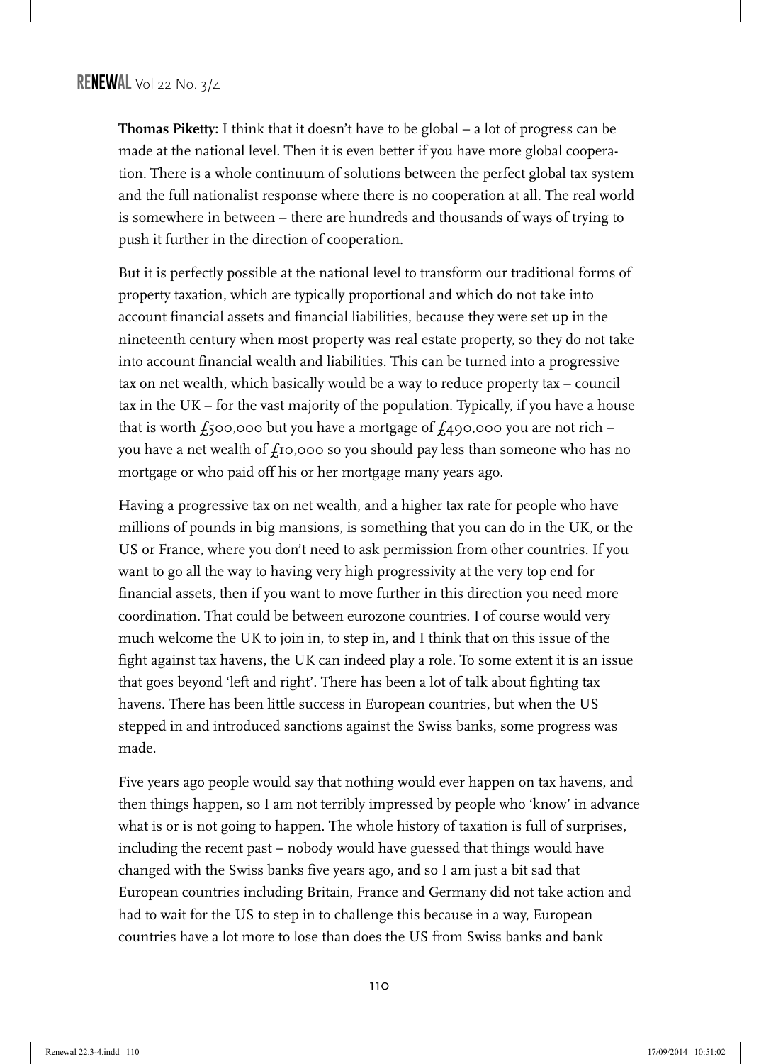**Thomas Piketty:** I think that it doesn't have to be global – a lot of progress can be made at the national level. Then it is even better if you have more global cooperation. There is a whole continuum of solutions between the perfect global tax system and the full nationalist response where there is no cooperation at all. The real world is somewhere in between – there are hundreds and thousands of ways of trying to push it further in the direction of cooperation.

But it is perfectly possible at the national level to transform our traditional forms of property taxation, which are typically proportional and which do not take into account financial assets and financial liabilities, because they were set up in the nineteenth century when most property was real estate property, so they do not take into account financial wealth and liabilities. This can be turned into a progressive tax on net wealth, which basically would be a way to reduce property tax – council tax in the UK – for the vast majority of the population. Typically, if you have a house that is worth £500,000 but you have a mortgage of £490,000 you are not rich – you have a net wealth of £10,000 so you should pay less than someone who has no mortgage or who paid off his or her mortgage many years ago.

Having a progressive tax on net wealth, and a higher tax rate for people who have millions of pounds in big mansions, is something that you can do in the UK, or the US or France, where you don't need to ask permission from other countries. If you want to go all the way to having very high progressivity at the very top end for financial assets, then if you want to move further in this direction you need more coordination. That could be between eurozone countries. I of course would very much welcome the UK to join in, to step in, and I think that on this issue of the fight against tax havens, the UK can indeed play a role. To some extent it is an issue that goes beyond 'left and right'. There has been a lot of talk about fighting tax havens. There has been little success in European countries, but when the US stepped in and introduced sanctions against the Swiss banks, some progress was made.

Five years ago people would say that nothing would ever happen on tax havens, and then things happen, so I am not terribly impressed by people who 'know' in advance what is or is not going to happen. The whole history of taxation is full of surprises, including the recent past – nobody would have guessed that things would have changed with the Swiss banks five years ago, and so I am just a bit sad that European countries including Britain, France and Germany did not take action and had to wait for the US to step in to challenge this because in a way, European countries have a lot more to lose than does the US from Swiss banks and bank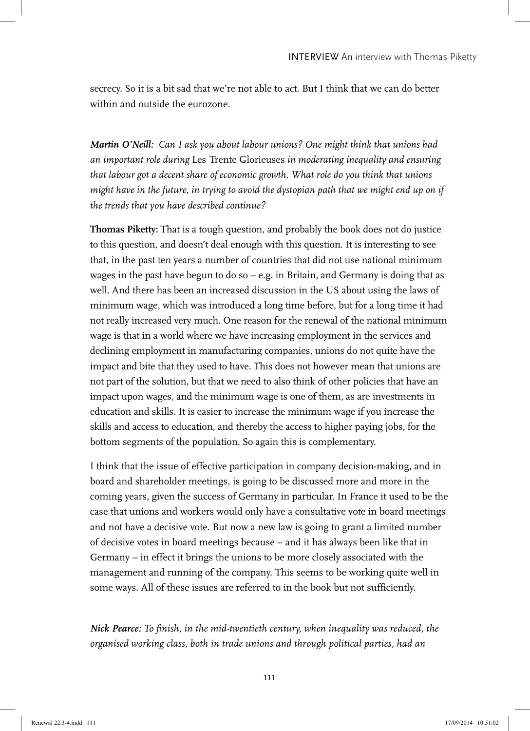secrecy. So it is a bit sad that we're not able to act. But I think that we can do better within and outside the eurozone.

***Martin O'Neill:** Can I ask you about labour unions? One might think that unions had an important role during* Les Trente Glorieuses *in moderating inequality and ensuring that labour got a decent share of economic growth. What role do you think that unions might have in the future, in trying to avoid the dystopian path that we might end up on if the trends that you have described continue?*

**Thomas Piketty:** That is a tough question, and probably the book does not do justice to this question, and doesn't deal enough with this question. It is interesting to see that, in the past ten years a number of countries that did not use national minimum wages in the past have begun to do so – e.g. in Britain, and Germany is doing that as well. And there has been an increased discussion in the US about using the laws of minimum wage, which was introduced a long time before, but for a long time it had not really increased very much. One reason for the renewal of the national minimum wage is that in a world where we have increasing employment in the services and declining employment in manufacturing companies, unions do not quite have the impact and bite that they used to have. This does not however mean that unions are not part of the solution, but that we need to also think of other policies that have an impact upon wages, and the minimum wage is one of them, as are investments in education and skills. It is easier to increase the minimum wage if you increase the skills and access to education, and thereby the access to higher paying jobs, for the bottom segments of the population. So again this is complementary.

I think that the issue of effective participation in company decision-making, and in board and shareholder meetings, is going to be discussed more and more in the coming years, given the success of Germany in particular. In France it used to be the case that unions and workers would only have a consultative vote in board meetings and not have a decisive vote. But now a new law is going to grant a limited number of decisive votes in board meetings because – and it has always been like that in Germany – in effect it brings the unions to be more closely associated with the management and running of the company. This seems to be working quite well in some ways. All of these issues are referred to in the book but not sufficiently.

***Nick Pearce:** To finish, in the mid-twentieth century, when inequality was reduced, the organised working class, both in trade unions and through political parties, had an*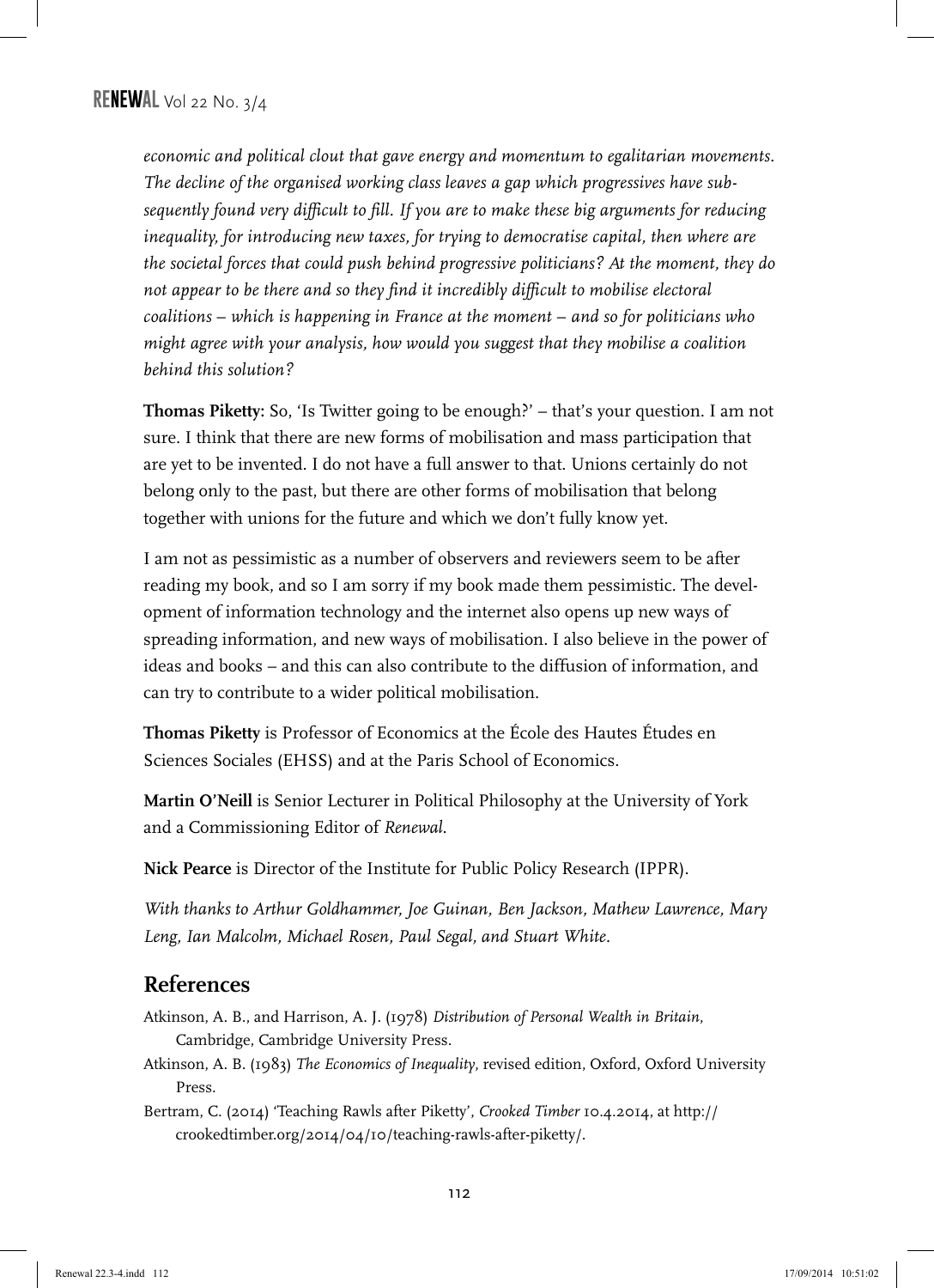*economic and political clout that gave energy and momentum to egalitarian movements. The decline of the organised working class leaves a gap which progressives have subsequently found very difficult to fill. If you are to make these big arguments for reducing inequality, for introducing new taxes, for trying to democratise capital, then where are the societal forces that could push behind progressive politicians? At the moment, they do not appear to be there and so they find it incredibly difficult to mobilise electoral coalitions – which is happening in France at the moment – and so for politicians who might agree with your analysis, how would you suggest that they mobilise a coalition behind this solution?*

**Thomas Piketty:** So, 'Is Twitter going to be enough?' – that's your question. I am not sure. I think that there are new forms of mobilisation and mass participation that are yet to be invented. I do not have a full answer to that. Unions certainly do not belong only to the past, but there are other forms of mobilisation that belong together with unions for the future and which we don't fully know yet.

I am not as pessimistic as a number of observers and reviewers seem to be after reading my book, and so I am sorry if my book made them pessimistic. The development of information technology and the internet also opens up new ways of spreading information, and new ways of mobilisation. I also believe in the power of ideas and books – and this can also contribute to the diffusion of information, and can try to contribute to a wider political mobilisation.

**Thomas Piketty** is Professor of Economics at the École des Hautes Études en Sciences Sociales (EHSS) and at the Paris School of Economics.

**Martin O'Neill** is Senior Lecturer in Political Philosophy at the University of York and a Commissioning Editor of *Renewal*.

**Nick Pearce** is Director of the Institute for Public Policy Research (IPPR).

*With thanks to Arthur Goldhammer, Joe Guinan, Ben Jackson, Mathew Lawrence, Mary Leng, Ian Malcolm, Michael Rosen, Paul Segal, and Stuart White.*

## References

Atkinson, A. B., and Harrison, A. J. (1978) *Distribution of Personal Wealth in Britain*, Cambridge, Cambridge University Press.

Atkinson, A. B. (1983) *The Economics of Inequality*, revised edition, Oxford, Oxford University Press.

Bertram, C. (2014) 'Teaching Rawls after Piketty', *Crooked Timber* 10.4.2014, at http://crookedtimber.org/2014/04/10/teaching-rawls-after-piketty/.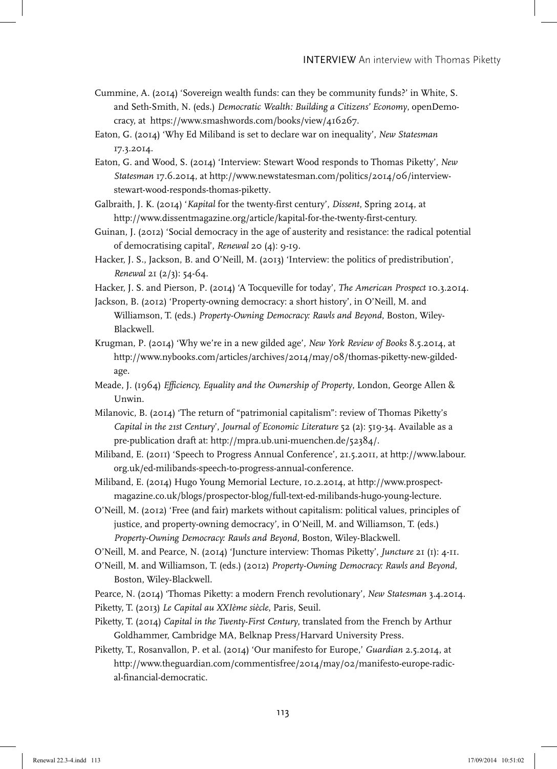Cummine, A. (2014) 'Sovereign wealth funds: can they be community funds?' in White, S. and Seth-Smith, N. (eds.) *Democratic Wealth: Building a Citizens' Economy*, openDemocracy, at https://www.smashwords.com/books/view/416267.

Eaton, G. (2014) 'Why Ed Miliband is set to declare war on inequality', *New Statesman* 17.3.2014.

Eaton, G. and Wood, S. (2014) 'Interview: Stewart Wood responds to Thomas Piketty', *New Statesman* 17.6.2014, at http://www.newstatesman.com/politics/2014/06/interview-stewart-wood-responds-thomas-piketty.

Galbraith, J. K. (2014) '*Kapital* for the twenty-first century', *Dissent*, Spring 2014, at http://www.dissentmagazine.org/article/kapital-for-the-twenty-first-century.

Guinan, J. (2012) 'Social democracy in the age of austerity and resistance: the radical potential of democratising capital', *Renewal* 20 (4): 9-19.

Hacker, J. S., Jackson, B. and O'Neill, M. (2013) 'Interview: the politics of predistribution', *Renewal* 21 (2/3): 54-64.

Hacker, J. S. and Pierson, P. (2014) 'A Tocqueville for today', *The American Prospect* 10.3.2014.

Jackson, B. (2012) 'Property-owning democracy: a short history', in O'Neill, M. and Williamson, T. (eds.) *Property-Owning Democracy: Rawls and Beyond*, Boston, Wiley-Blackwell.

Krugman, P. (2014) 'Why we're in a new gilded age', *New York Review of Books* 8.5.2014, at http://www.nybooks.com/articles/archives/2014/may/08/thomas-piketty-new-gilded-age.

Meade, J. (1964) *Efficiency, Equality and the Ownership of Property*, London, George Allen & Unwin.

Milanovic, B. (2014) 'The return of "patrimonial capitalism": review of Thomas Piketty's *Capital in the 21st Century*', *Journal of Economic Literature* 52 (2): 519-34. Available as a pre-publication draft at: http://mpra.ub.uni-muenchen.de/52384/.

Miliband, E. (2011) 'Speech to Progress Annual Conference', 21.5.2011, at http://www.labour.org.uk/ed-milibands-speech-to-progress-annual-conference.

Miliband, E. (2014) Hugo Young Memorial Lecture, 10.2.2014, at http://www.prospect-magazine.co.uk/blogs/prospector-blog/full-text-ed-milibands-hugo-young-lecture.

O'Neill, M. (2012) 'Free (and fair) markets without capitalism: political values, principles of justice, and property-owning democracy', in O'Neill, M. and Williamson, T. (eds.) *Property-Owning Democracy: Rawls and Beyond*, Boston, Wiley-Blackwell.

O'Neill, M. and Pearce, N. (2014) 'Juncture interview: Thomas Piketty', *Juncture* 21 (1): 4-11.

O'Neill, M. and Williamson, T. (eds.) (2012) *Property-Owning Democracy: Rawls and Beyond*, Boston, Wiley-Blackwell.

Pearce, N. (2014) 'Thomas Piketty: a modern French revolutionary', *New Statesman* 3.4.2014.

Piketty, T. (2013) *Le Capital au XXIème siècle*, Paris, Seuil.

Piketty, T. (2014) *Capital in the Twenty-First Century*, translated from the French by Arthur Goldhammer, Cambridge MA, Belknap Press/Harvard University Press.

Piketty, T., Rosanvallon, P. et al. (2014) 'Our manifesto for Europe,' *Guardian* 2.5.2014, at http://www.theguardian.com/commentisfree/2014/may/02/manifesto-europe-radical-financial-democratic.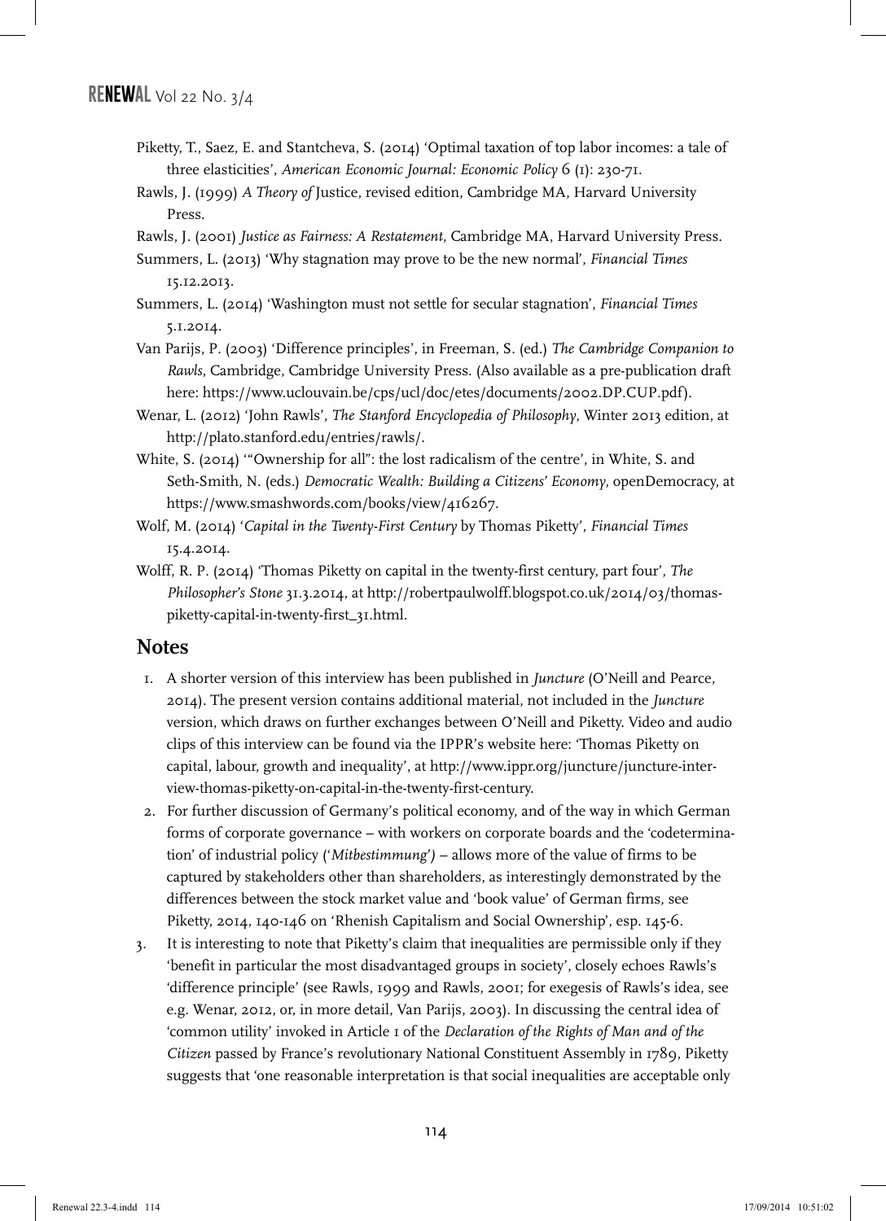Piketty, T., Saez, E. and Stantcheva, S. (2014) 'Optimal taxation of top labor incomes: a tale of three elasticities', *American Economic Journal: Economic Policy* 6 (1): 230-71.

Rawls, J. (1999) *A Theory of* Justice, revised edition, Cambridge MA, Harvard University Press.

Rawls, J. (2001) *Justice as Fairness: A Restatement*, Cambridge MA, Harvard University Press.

Summers, L. (2013) 'Why stagnation may prove to be the new normal', *Financial Times* 15.12.2013.

Summers, L. (2014) 'Washington must not settle for secular stagnation', *Financial Times* 5.1.2014.

Van Parijs, P. (2003) 'Difference principles', in Freeman, S. (ed.) *The Cambridge Companion to Rawls*, Cambridge, Cambridge University Press. (Also available as a pre-publication draft here: https://www.uclouvain.be/cps/ucl/doc/etes/documents/2002.DP.CUP.pdf).

Wenar, L. (2012) 'John Rawls', *The Stanford Encyclopedia of Philosophy*, Winter 2013 edition, at http://plato.stanford.edu/entries/rawls/.

White, S. (2014) '"Ownership for all": the lost radicalism of the centre', in White, S. and Seth-Smith, N. (eds.) *Democratic Wealth: Building a Citizens' Economy*, openDemocracy, at https://www.smashwords.com/books/view/416267.

Wolf, M. (2014) '*Capital in the Twenty-First Century* by Thomas Piketty', *Financial Times* 15.4.2014.

Wolff, R. P. (2014) 'Thomas Piketty on capital in the twenty-first century, part four', *The Philosopher's Stone* 31.3.2014, at http://robertpaulwolff.blogspot.co.uk/2014/03/thomas-piketty-capital-in-twenty-first_31.html.

## Notes

1. A shorter version of this interview has been published in *Juncture* (O'Neill and Pearce, 2014). The present version contains additional material, not included in the *Juncture* version, which draws on further exchanges between O'Neill and Piketty. Video and audio clips of this interview can be found via the IPPR's website here: 'Thomas Piketty on capital, labour, growth and inequality', at http://www.ippr.org/juncture/juncture-interview-thomas-piketty-on-capital-in-the-twenty-first-century.
2. For further discussion of Germany's political economy, and of the way in which German forms of corporate governance – with workers on corporate boards and the 'codetermination' of industrial policy ('*Mitbestimmung*') – allows more of the value of firms to be captured by stakeholders other than shareholders, as interestingly demonstrated by the differences between the stock market value and 'book value' of German firms, see Piketty, 2014, 140-146 on 'Rhenish Capitalism and Social Ownership', esp. 145-6.
3. It is interesting to note that Piketty's claim that inequalities are permissible only if they 'benefit in particular the most disadvantaged groups in society', closely echoes Rawls's 'difference principle' (see Rawls, 1999 and Rawls, 2001; for exegesis of Rawls's idea, see e.g. Wenar, 2012, or, in more detail, Van Parijs, 2003). In discussing the central idea of 'common utility' invoked in Article 1 of the *Declaration of the Rights of Man and of the Citizen* passed by France's revolutionary National Constituent Assembly in 1789, Piketty suggests that 'one reasonable interpretation is that social inequalities are acceptable only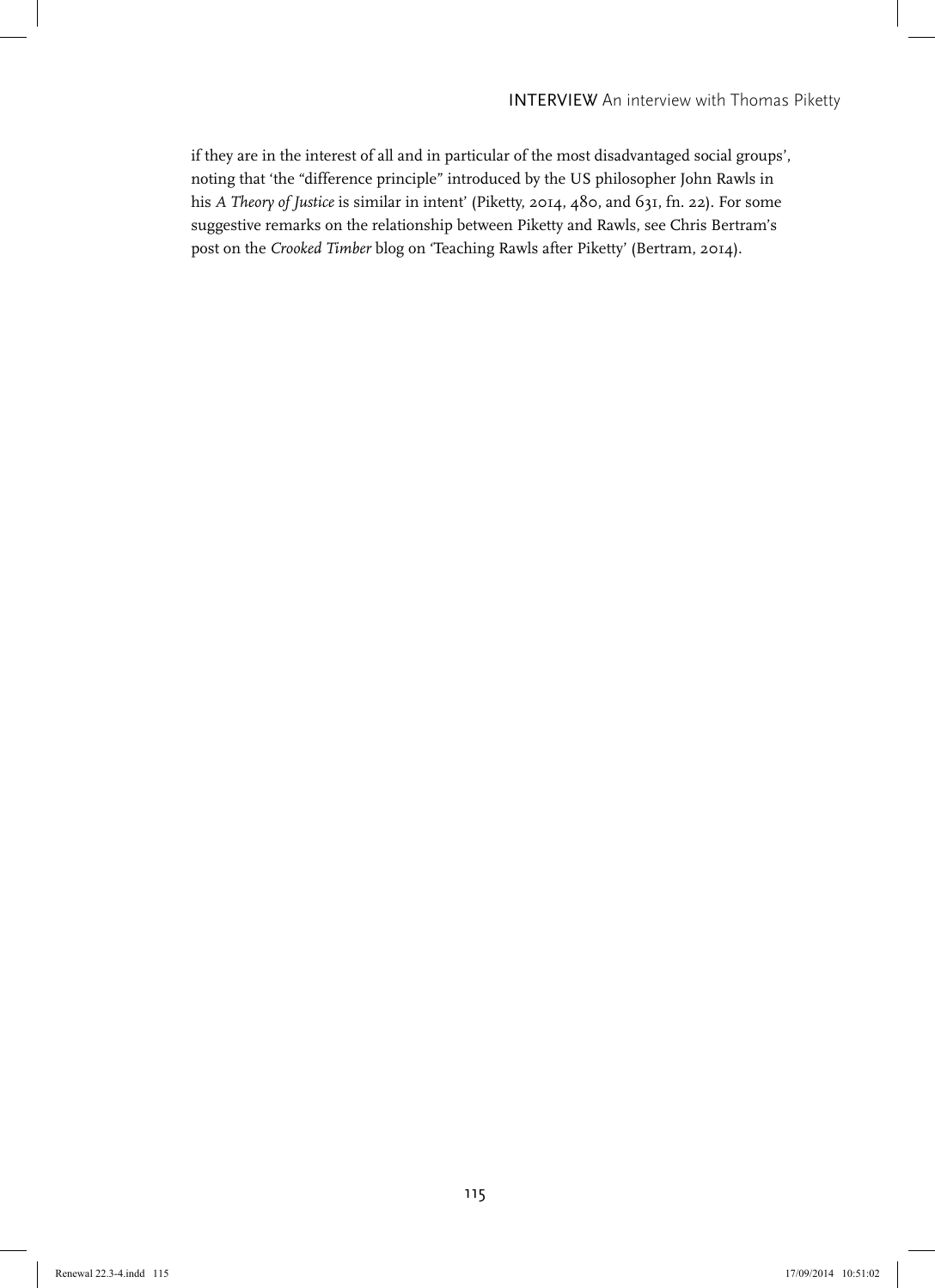if they are in the interest of all and in particular of the most disadvantaged social groups', noting that 'the "difference principle" introduced by the US philosopher John Rawls in his *A Theory of Justice* is similar in intent' (Piketty, 2014, 480, and 631, fn. 22). For some suggestive remarks on the relationship between Piketty and Rawls, see Chris Bertram's post on the *Crooked Timber* blog on 'Teaching Rawls after Piketty' (Bertram, 2014).